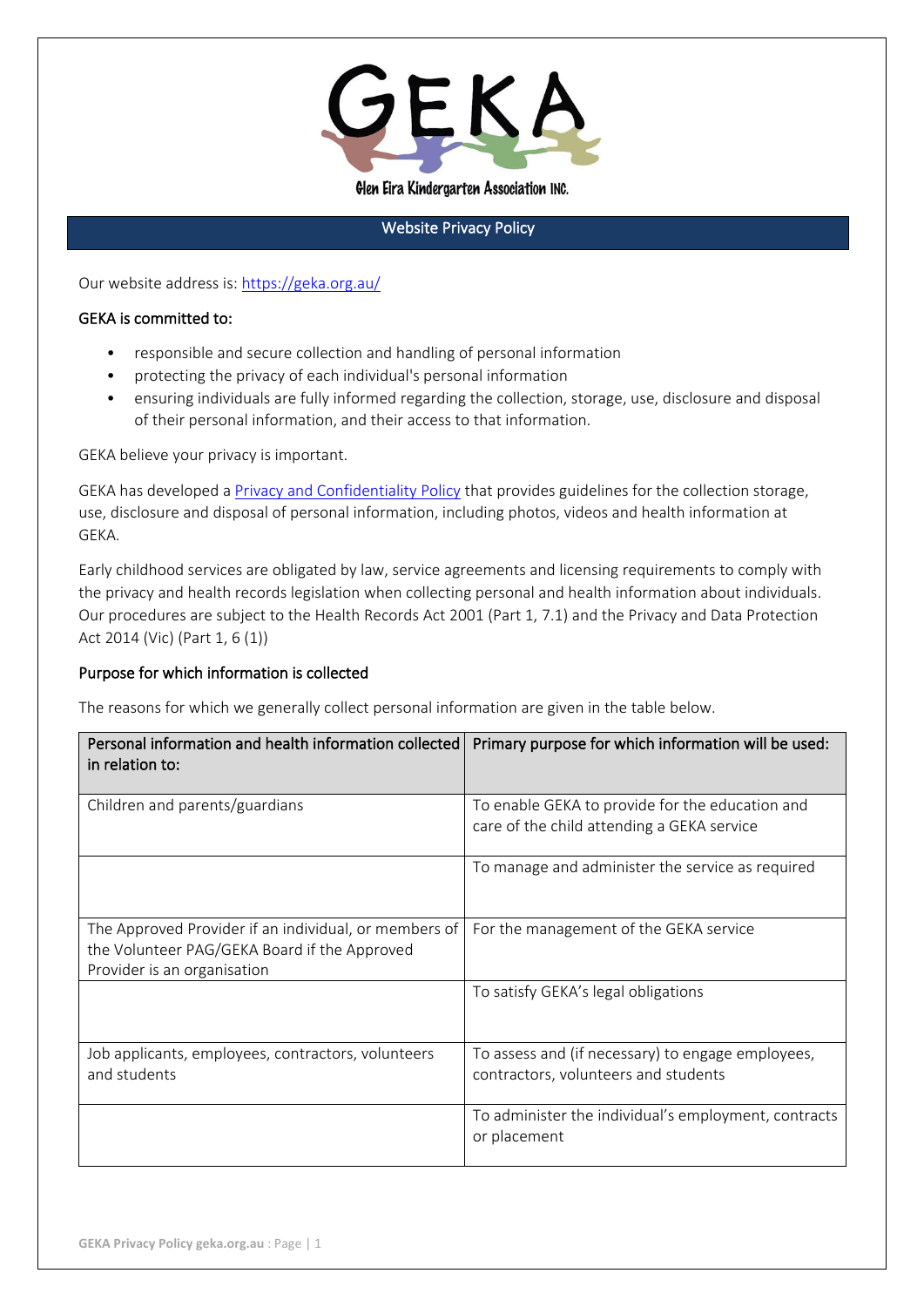# GEKA

Glen Eira Kindergarten Association INC.

## Website Privacy Policy

Our website address is: [https://geka.org.au/](https://geka.org.au/)

### GEKA is committed to:

- responsible and secure collection and handling of personal information
- protecting the privacy of each individual's personal information
- ensuring individuals are fully informed regarding the collection, storage, use, disclosure and disposal of their personal information, and their access to that information.

GEKA believe your privacy is important.

GEKA has developed a [Privacy and Confidentiality Policy]() that provides guidelines for the collection storage, use, disclosure and disposal of personal information, including photos, videos and health information at GEKA.

Early childhood services are obligated by law, service agreements and licensing requirements to comply with the privacy and health records legislation when collecting personal and health information about individuals. Our procedures are subject to the Health Records Act 2001 (Part 1, 7.1) and the Privacy and Data Protection Act 2014 (Vic) (Part 1, 6 (1))

### Purpose for which information is collected

The reasons for which we generally collect personal information are given in the table below.

| Personal information and health information collected in relation to: | Primary purpose for which information will be used: |
|---|---|
| Children and parents/guardians | To enable GEKA to provide for the education and care of the child attending a GEKA service |
| | To manage and administer the service as required |
| The Approved Provider if an individual, or members of the Volunteer PAG/GEKA Board if the Approved Provider is an organisation | For the management of the GEKA service |
| | To satisfy GEKA's legal obligations |
| Job applicants, employees, contractors, volunteers and students | To assess and (if necessary) to engage employees, contractors, volunteers and students |
| | To administer the individual's employment, contracts or placement |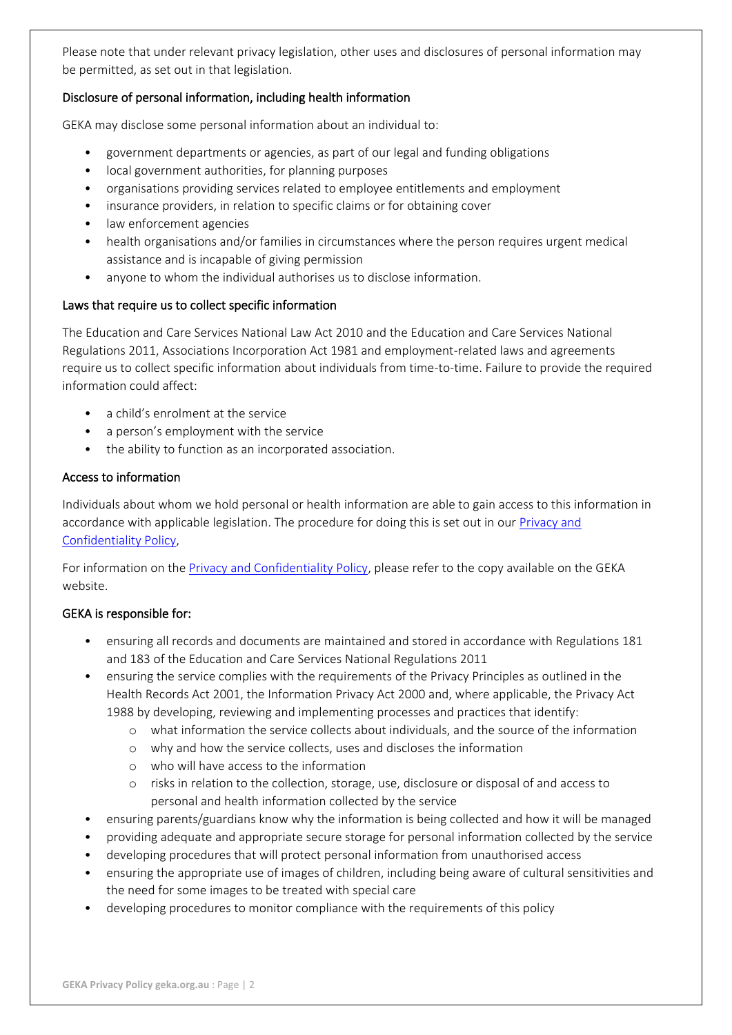Please note that under relevant privacy legislation, other uses and disclosures of personal information may be permitted, as set out in that legislation.

### Disclosure of personal information, including health information

GEKA may disclose some personal information about an individual to:

- government departments or agencies, as part of our legal and funding obligations
- local government authorities, for planning purposes
- organisations providing services related to employee entitlements and employment
- insurance providers, in relation to specific claims or for obtaining cover
- law enforcement agencies
- health organisations and/or families in circumstances where the person requires urgent medical assistance and is incapable of giving permission
- anyone to whom the individual authorises us to disclose information.

### Laws that require us to collect specific information

The Education and Care Services National Law Act 2010 and the Education and Care Services National Regulations 2011, Associations Incorporation Act 1981 and employment-related laws and agreements require us to collect specific information about individuals from time-to-time. Failure to provide the required information could affect:

- a child's enrolment at the service
- a person's employment with the service
- the ability to function as an incorporated association.

### Access to information

Individuals about whom we hold personal or health information are able to gain access to this information in accordance with applicable legislation. The procedure for doing this is set out in our [Privacy and Confidentiality Policy],

For information on the [Privacy and Confidentiality Policy], please refer to the copy available on the GEKA website.

### GEKA is responsible for:

- ensuring all records and documents are maintained and stored in accordance with Regulations 181 and 183 of the Education and Care Services National Regulations 2011
- ensuring the service complies with the requirements of the Privacy Principles as outlined in the Health Records Act 2001, the Information Privacy Act 2000 and, where applicable, the Privacy Act 1988 by developing, reviewing and implementing processes and practices that identify:
  - what information the service collects about individuals, and the source of the information
  - why and how the service collects, uses and discloses the information
  - who will have access to the information
  - risks in relation to the collection, storage, use, disclosure or disposal of and access to personal and health information collected by the service
- ensuring parents/guardians know why the information is being collected and how it will be managed
- providing adequate and appropriate secure storage for personal information collected by the service
- developing procedures that will protect personal information from unauthorised access
- ensuring the appropriate use of images of children, including being aware of cultural sensitivities and the need for some images to be treated with special care
- developing procedures to monitor compliance with the requirements of this policy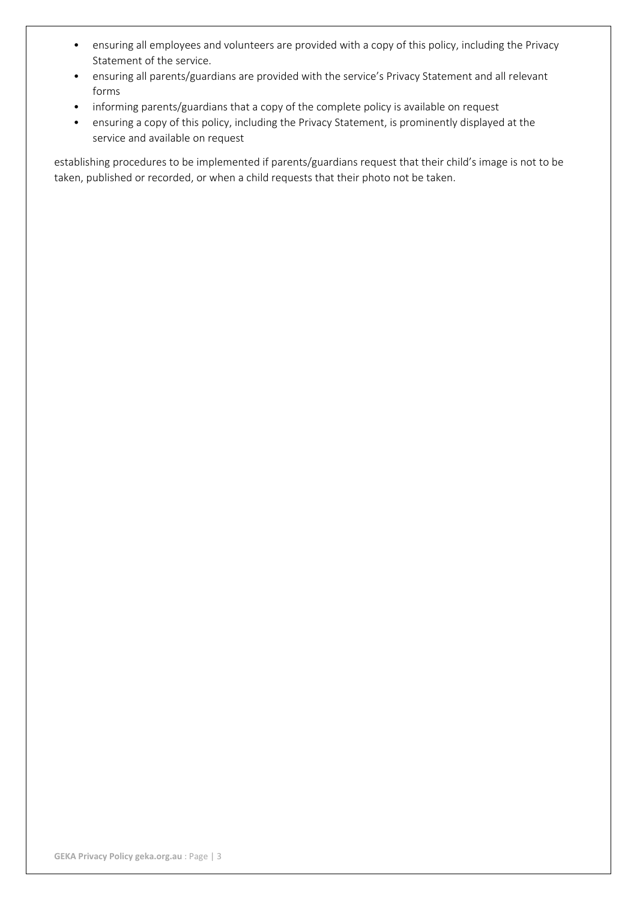- ensuring all employees and volunteers are provided with a copy of this policy, including the Privacy Statement of the service.
- ensuring all parents/guardians are provided with the service's Privacy Statement and all relevant forms
- informing parents/guardians that a copy of the complete policy is available on request
- ensuring a copy of this policy, including the Privacy Statement, is prominently displayed at the service and available on request

establishing procedures to be implemented if parents/guardians request that their child's image is not to be taken, published or recorded, or when a child requests that their photo not be taken.